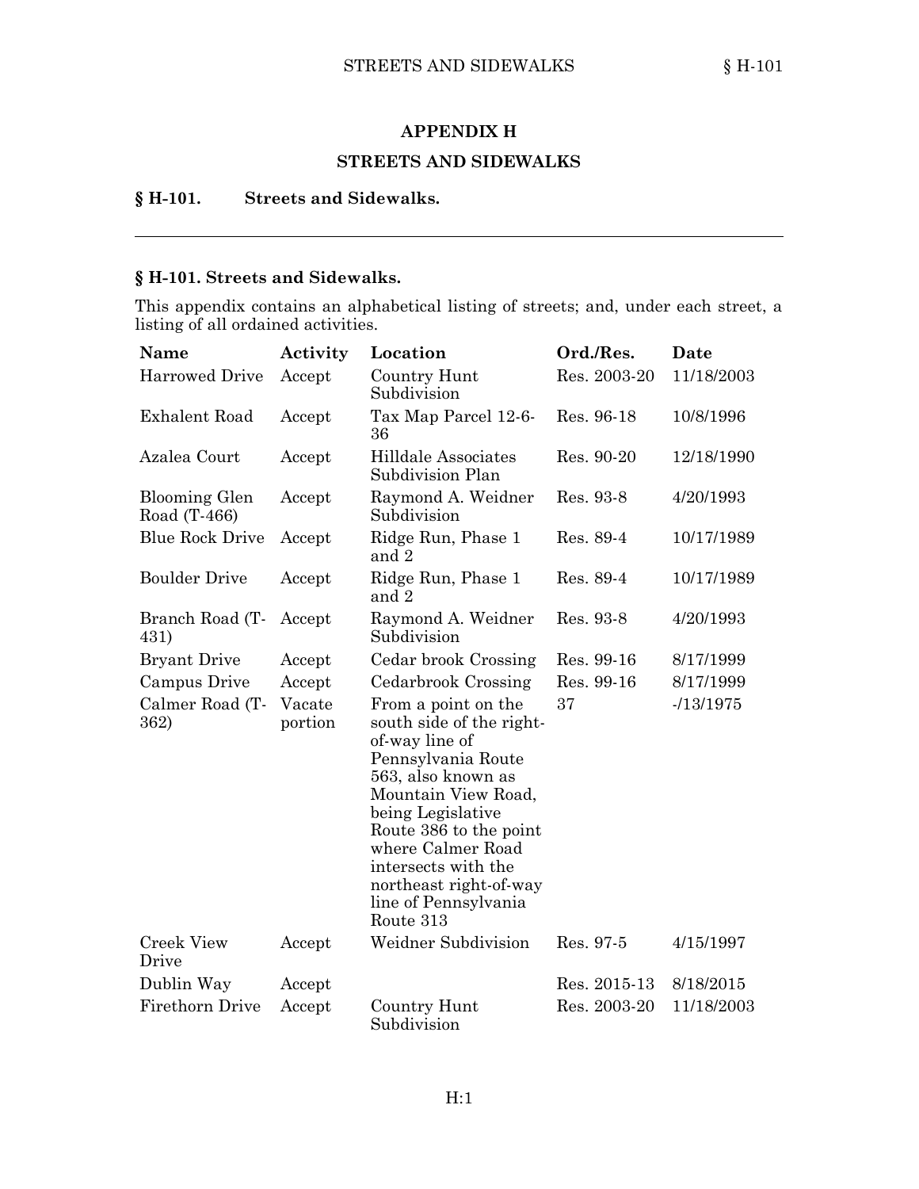# APPENDIX H

## STREETS AND SIDEWALKS

**§ H-101. Streets and Sidewalks.**

---

### § H-101. Streets and Sidewalks.

This appendix contains an alphabetical listing of streets; and, under each street, a listing of all ordained activities.

| Name | Activity | Location | Ord./Res. | Date |
|---|---|---|---|---|
| Harrowed Drive | Accept | Country Hunt Subdivision | Res. 2003-20 | 11/18/2003 |
| Exhalent Road | Accept | Tax Map Parcel 12-6-36 | Res. 96-18 | 10/8/1996 |
| Azalea Court | Accept | Hilldale Associates Subdivision Plan | Res. 90-20 | 12/18/1990 |
| Blooming Glen Road (T-466) | Accept | Raymond A. Weidner Subdivision | Res. 93-8 | 4/20/1993 |
| Blue Rock Drive | Accept | Ridge Run, Phase 1 and 2 | Res. 89-4 | 10/17/1989 |
| Boulder Drive | Accept | Ridge Run, Phase 1 and 2 | Res. 89-4 | 10/17/1989 |
| Branch Road (T-431) | Accept | Raymond A. Weidner Subdivision | Res. 93-8 | 4/20/1993 |
| Bryant Drive | Accept | Cedar brook Crossing | Res. 99-16 | 8/17/1999 |
| Campus Drive | Accept | Cedarbrook Crossing | Res. 99-16 | 8/17/1999 |
| Calmer Road (T-362) | Vacate portion | From a point on the south side of the right-of-way line of Pennsylvania Route 563, also known as Mountain View Road, being Legislative Route 386 to the point where Calmer Road intersects with the northeast right-of-way line of Pennsylvania Route 313 | 37 | -/13/1975 |
| Creek View Drive | Accept | Weidner Subdivision | Res. 97-5 | 4/15/1997 |
| Dublin Way | Accept | | Res. 2015-13 | 8/18/2015 |
| Firethorn Drive | Accept | Country Hunt Subdivision | Res. 2003-20 | 11/18/2003 |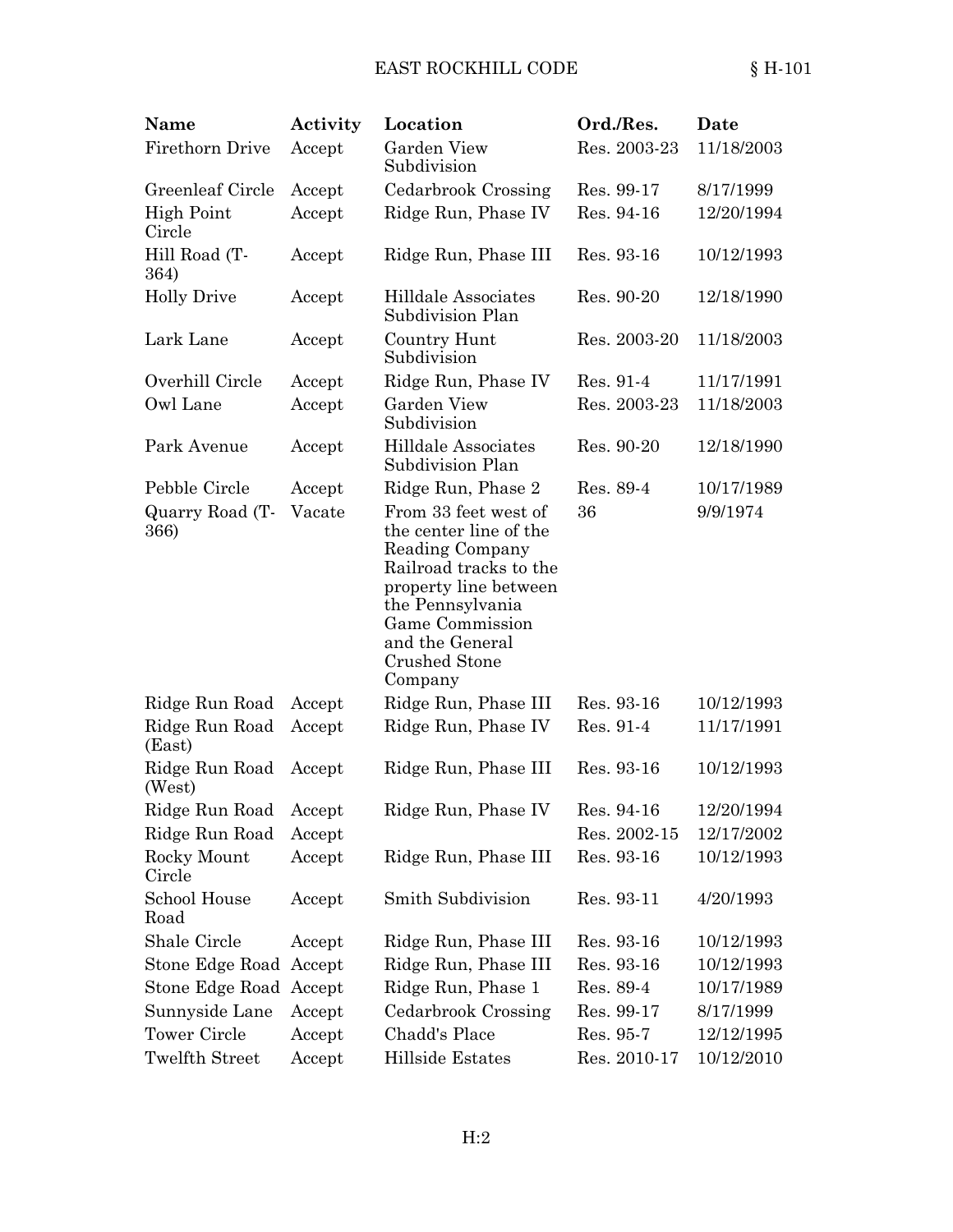| Name | Activity | Location | Ord./Res. | Date |
|---|---|---|---|---|
| Firethorn Drive | Accept | Garden View Subdivision | Res. 2003-23 | 11/18/2003 |
| Greenleaf Circle | Accept | Cedarbrook Crossing | Res. 99-17 | 8/17/1999 |
| High Point Circle | Accept | Ridge Run, Phase IV | Res. 94-16 | 12/20/1994 |
| Hill Road (T-364) | Accept | Ridge Run, Phase III | Res. 93-16 | 10/12/1993 |
| Holly Drive | Accept | Hilldale Associates Subdivision Plan | Res. 90-20 | 12/18/1990 |
| Lark Lane | Accept | Country Hunt Subdivision | Res. 2003-20 | 11/18/2003 |
| Overhill Circle | Accept | Ridge Run, Phase IV | Res. 91-4 | 11/17/1991 |
| Owl Lane | Accept | Garden View Subdivision | Res. 2003-23 | 11/18/2003 |
| Park Avenue | Accept | Hilldale Associates Subdivision Plan | Res. 90-20 | 12/18/1990 |
| Pebble Circle | Accept | Ridge Run, Phase 2 | Res. 89-4 | 10/17/1989 |
| Quarry Road (T-366) | Vacate | From 33 feet west of the center line of the Reading Company Railroad tracks to the property line between the Pennsylvania Game Commission and the General Crushed Stone Company | 36 | 9/9/1974 |
| Ridge Run Road | Accept | Ridge Run, Phase III | Res. 93-16 | 10/12/1993 |
| Ridge Run Road (East) | Accept | Ridge Run, Phase IV | Res. 91-4 | 11/17/1991 |
| Ridge Run Road (West) | Accept | Ridge Run, Phase III | Res. 93-16 | 10/12/1993 |
| Ridge Run Road | Accept | Ridge Run, Phase IV | Res. 94-16 | 12/20/1994 |
| Ridge Run Road | Accept | | Res. 2002-15 | 12/17/2002 |
| Rocky Mount Circle | Accept | Ridge Run, Phase III | Res. 93-16 | 10/12/1993 |
| School House Road | Accept | Smith Subdivision | Res. 93-11 | 4/20/1993 |
| Shale Circle | Accept | Ridge Run, Phase III | Res. 93-16 | 10/12/1993 |
| Stone Edge Road | Accept | Ridge Run, Phase III | Res. 93-16 | 10/12/1993 |
| Stone Edge Road | Accept | Ridge Run, Phase 1 | Res. 89-4 | 10/17/1989 |
| Sunnyside Lane | Accept | Cedarbrook Crossing | Res. 99-17 | 8/17/1999 |
| Tower Circle | Accept | Chadd's Place | Res. 95-7 | 12/12/1995 |
| Twelfth Street | Accept | Hillside Estates | Res. 2010-17 | 10/12/2010 |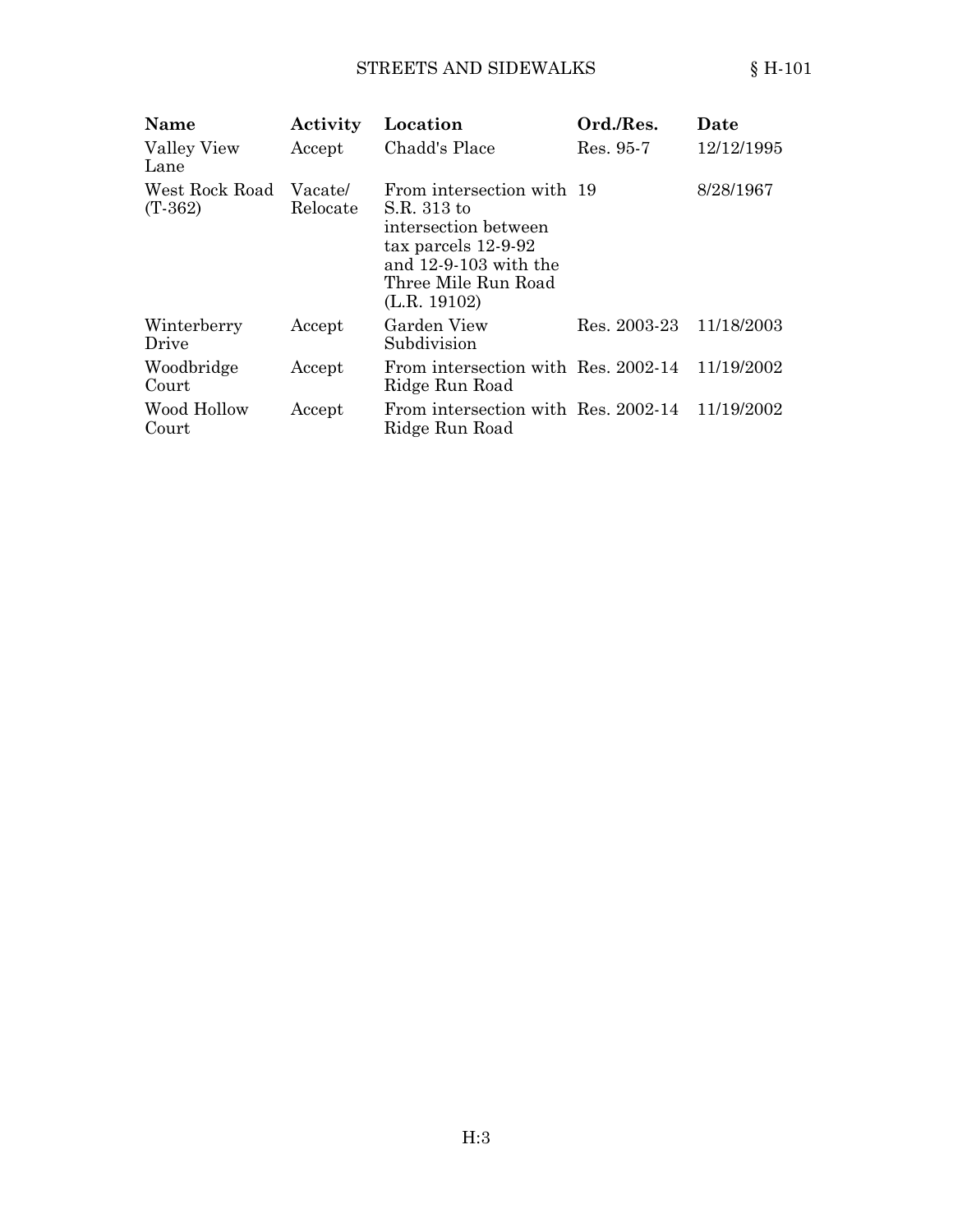| Name | Activity | Location | Ord./Res. | Date |
|---|---|---|---|---|
| Valley View Lane | Accept | Chadd's Place | Res. 95-7 | 12/12/1995 |
| West Rock Road (T-362) | Vacate/ Relocate | From intersection with S.R. 313 to intersection between tax parcels 12-9-92 and 12-9-103 with the Three Mile Run Road (L.R. 19102) | 19 | 8/28/1967 |
| Winterberry Drive | Accept | Garden View Subdivision | Res. 2003-23 | 11/18/2003 |
| Woodbridge Court | Accept | From intersection with Ridge Run Road | Res. 2002-14 | 11/19/2002 |
| Wood Hollow Court | Accept | From intersection with Ridge Run Road | Res. 2002-14 | 11/19/2002 |